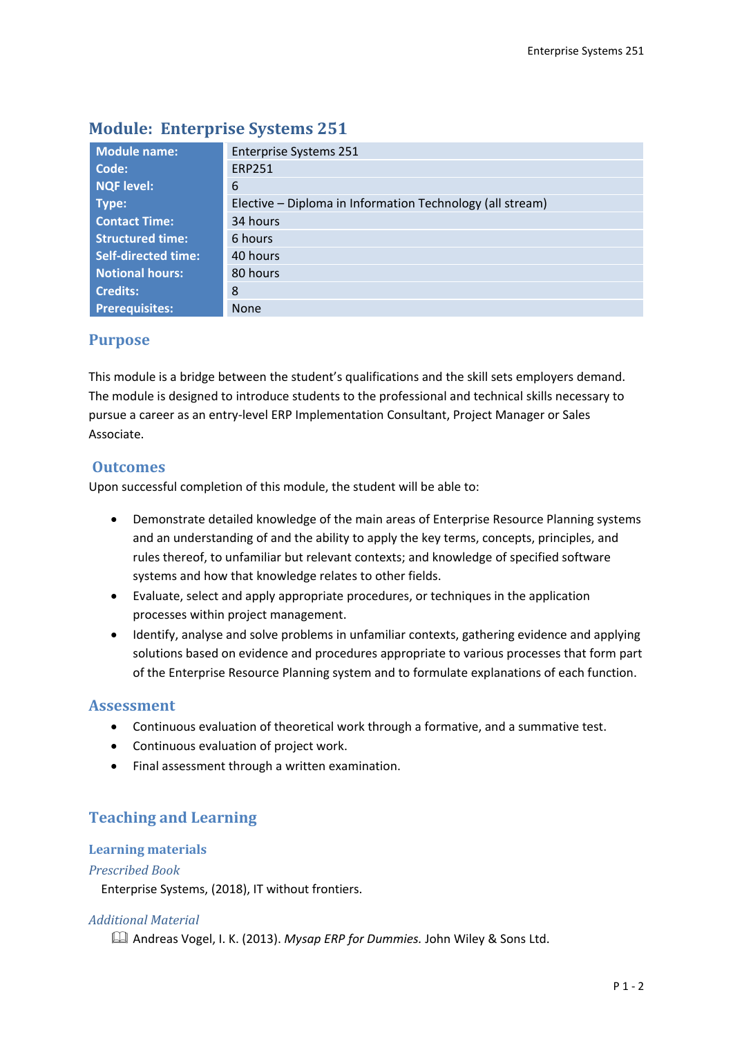# Module: Enterprise Systems 251

| Module name: | Enterprise Systems 251 |
|---|---|
| Code: | ERP251 |
| NQF level: | 6 |
| Type: | Elective – Diploma in Information Technology (all stream) |
| Contact Time: | 34 hours |
| Structured time: | 6 hours |
| Self-directed time: | 40 hours |
| Notional hours: | 80 hours |
| Credits: | 8 |
| Prerequisites: | None |

## Purpose

This module is a bridge between the student's qualifications and the skill sets employers demand. The module is designed to introduce students to the professional and technical skills necessary to pursue a career as an entry-level ERP Implementation Consultant, Project Manager or Sales Associate.

## Outcomes

Upon successful completion of this module, the student will be able to:

- Demonstrate detailed knowledge of the main areas of Enterprise Resource Planning systems and an understanding of and the ability to apply the key terms, concepts, principles, and rules thereof, to unfamiliar but relevant contexts; and knowledge of specified software systems and how that knowledge relates to other fields.
- Evaluate, select and apply appropriate procedures, or techniques in the application processes within project management.
- Identify, analyse and solve problems in unfamiliar contexts, gathering evidence and applying solutions based on evidence and procedures appropriate to various processes that form part of the Enterprise Resource Planning system and to formulate explanations of each function.

## Assessment

- Continuous evaluation of theoretical work through a formative, and a summative test.
- Continuous evaluation of project work.
- Final assessment through a written examination.

## Teaching and Learning

### Learning materials

*Prescribed Book*

Enterprise Systems, (2018), IT without frontiers.

*Additional Material*

📖 Andreas Vogel, I. K. (2013). *Mysap ERP for Dummies.* John Wiley & Sons Ltd.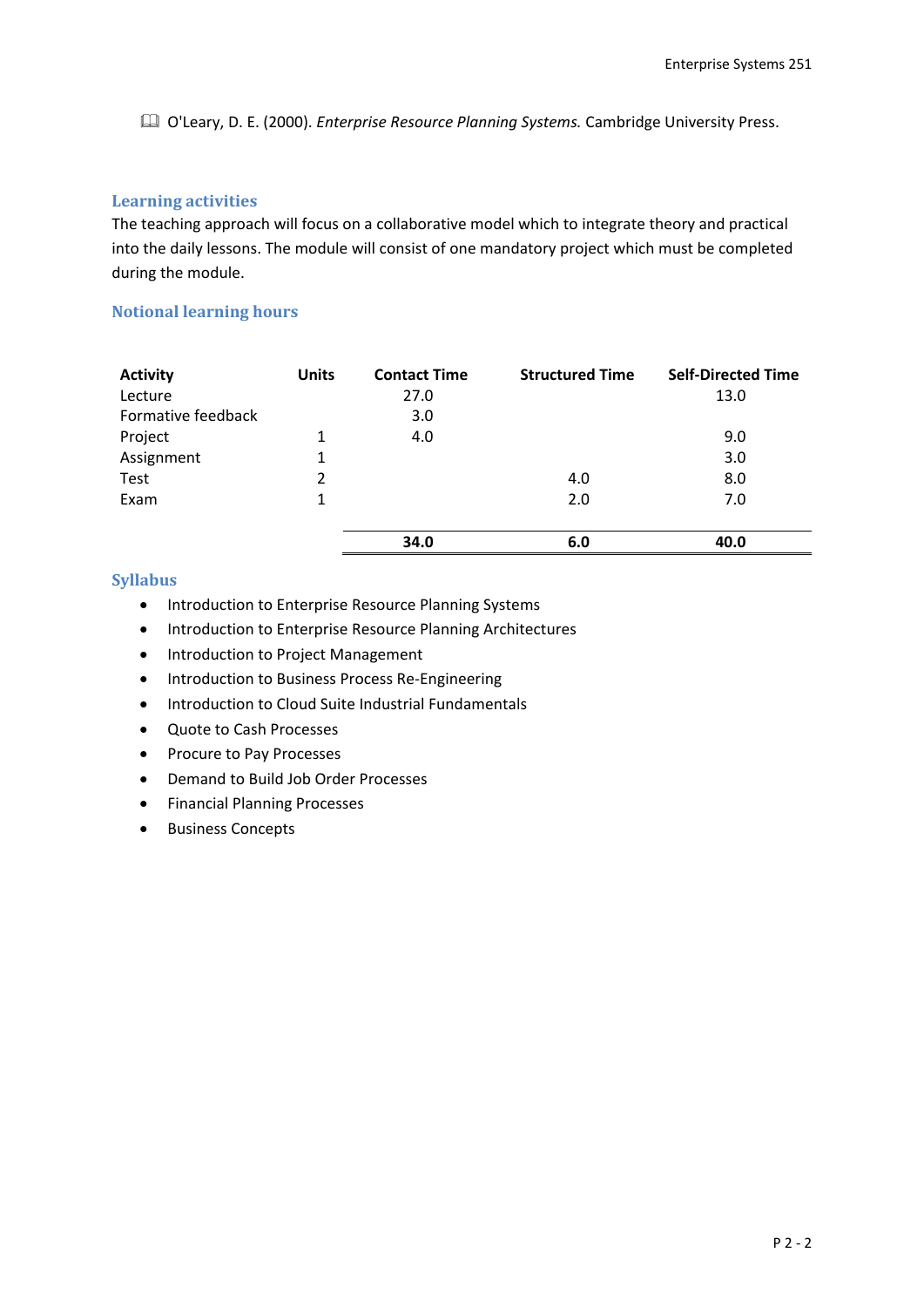📖 O'Leary, D. E. (2000). *Enterprise Resource Planning Systems.* Cambridge University Press.

## Learning activities

The teaching approach will focus on a collaborative model which to integrate theory and practical into the daily lessons. The module will consist of one mandatory project which must be completed during the module.

## Notional learning hours

| Activity | Units | Contact Time | Structured Time | Self-Directed Time |
|---|---|---|---|---|
| Lecture | | 27.0 | | 13.0 |
| Formative feedback | | 3.0 | | |
| Project | 1 | 4.0 | | 9.0 |
| Assignment | 1 | | | 3.0 |
| Test | 2 | | 4.0 | 8.0 |
| Exam | 1 | | 2.0 | 7.0 |
| | | **34.0** | **6.0** | **40.0** |

## Syllabus

- Introduction to Enterprise Resource Planning Systems
- Introduction to Enterprise Resource Planning Architectures
- Introduction to Project Management
- Introduction to Business Process Re-Engineering
- Introduction to Cloud Suite Industrial Fundamentals
- Quote to Cash Processes
- Procure to Pay Processes
- Demand to Build Job Order Processes
- Financial Planning Processes
- Business Concepts